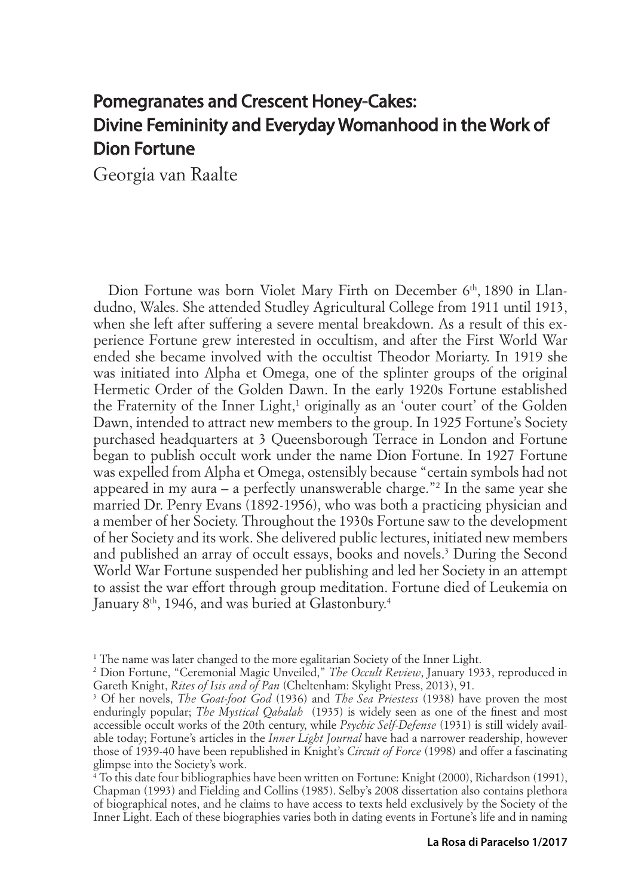# Pomegranates and Crescent Honey-Cakes: Divine Femininity and Everyday Womanhood in the Work of Dion Fortune

Georgia van Raalte

Dion Fortune was born Violet Mary Firth on December 6th, 1890 in Llandudno, Wales. She attended Studley Agricultural College from 1911 until 1913, when she left after suffering a severe mental breakdown. As a result of this experience Fortune grew interested in occultism, and after the First World War ended she became involved with the occultist Theodor Moriarty. In 1919 she was initiated into Alpha et Omega, one of the splinter groups of the original Hermetic Order of the Golden Dawn. In the early 1920s Fortune established the Fraternity of the Inner Light,[1] originally as an 'outer court' of the Golden Dawn, intended to attract new members to the group. In 1925 Fortune's Society purchased headquarters at 3 Queensborough Terrace in London and Fortune began to publish occult work under the name Dion Fortune. In 1927 Fortune was expelled from Alpha et Omega, ostensibly because "certain symbols had not appeared in my aura – a perfectly unanswerable charge."[2] In the same year she married Dr. Penry Evans (1892-1956), who was both a practicing physician and a member of her Society. Throughout the 1930s Fortune saw to the development of her Society and its work. She delivered public lectures, initiated new members and published an array of occult essays, books and novels.[3] During the Second World War Fortune suspended her publishing and led her Society in an attempt to assist the war effort through group meditation. Fortune died of Leukemia on January 8th, 1946, and was buried at Glastonbury.[4]

---

[1] The name was later changed to the more egalitarian Society of the Inner Light.

[2] Dion Fortune, "Ceremonial Magic Unveiled," *The Occult Review*, January 1933, reproduced in Gareth Knight, *Rites of Isis and of Pan* (Cheltenham: Skylight Press, 2013), 91.

[3] Of her novels, *The Goat-foot God* (1936) and *The Sea Priestess* (1938) have proven the most enduringly popular; *The Mystical Qabalah* (1935) is widely seen as one of the finest and most accessible occult works of the 20th century, while *Psychic Self-Defense* (1931) is still widely available today; Fortune's articles in the *Inner Light Journal* have had a narrower readership, however those of 1939-40 have been republished in Knight's *Circuit of Force* (1998) and offer a fascinating glimpse into the Society's work.

[4] To this date four bibliographies have been written on Fortune: Knight (2000), Richardson (1991), Chapman (1993) and Fielding and Collins (1985). Selby's 2008 dissertation also contains plethora of biographical notes, and he claims to have access to texts held exclusively by the Society of the Inner Light. Each of these biographies varies both in dating events in Fortune's life and in naming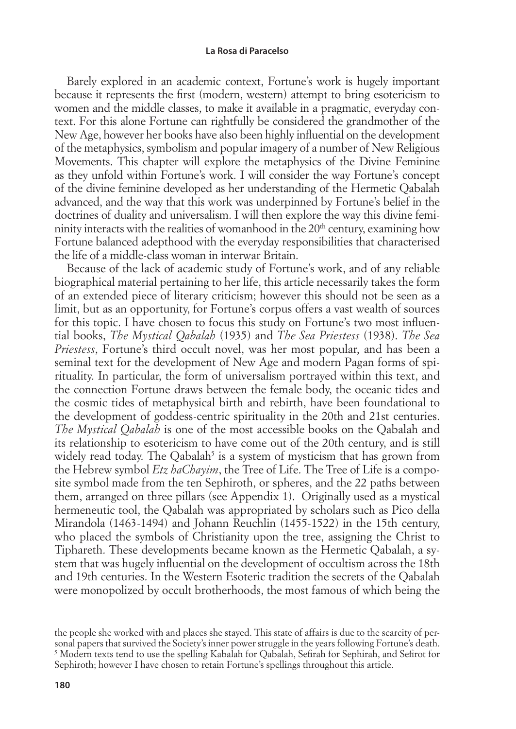Barely explored in an academic context, Fortune's work is hugely important because it represents the first (modern, western) attempt to bring esotericism to women and the middle classes, to make it available in a pragmatic, everyday context. For this alone Fortune can rightfully be considered the grandmother of the New Age, however her books have also been highly influential on the development of the metaphysics, symbolism and popular imagery of a number of New Religious Movements. This chapter will explore the metaphysics of the Divine Feminine as they unfold within Fortune's work. I will consider the way Fortune's concept of the divine feminine developed as her understanding of the Hermetic Qabalah advanced, and the way that this work was underpinned by Fortune's belief in the doctrines of duality and universalism. I will then explore the way this divine femininity interacts with the realities of womanhood in the 20th century, examining how Fortune balanced adepthood with the everyday responsibilities that characterised the life of a middle-class woman in interwar Britain.

Because of the lack of academic study of Fortune's work, and of any reliable biographical material pertaining to her life, this article necessarily takes the form of an extended piece of literary criticism; however this should not be seen as a limit, but as an opportunity, for Fortune's corpus offers a vast wealth of sources for this topic. I have chosen to focus this study on Fortune's two most influential books, *The Mystical Qabalah* (1935) and *The Sea Priestess* (1938). *The Sea Priestess*, Fortune's third occult novel, was her most popular, and has been a seminal text for the development of New Age and modern Pagan forms of spirituality. In particular, the form of universalism portrayed within this text, and the connection Fortune draws between the female body, the oceanic tides and the cosmic tides of metaphysical birth and rebirth, have been foundational to the development of goddess-centric spirituality in the 20th and 21st centuries. *The Mystical Qabalah* is one of the most accessible books on the Qabalah and its relationship to esotericism to have come out of the 20th century, and is still widely read today. The Qabalah[5] is a system of mysticism that has grown from the Hebrew symbol *Etz haChayim*, the Tree of Life. The Tree of Life is a composite symbol made from the ten Sephiroth, or spheres, and the 22 paths between them, arranged on three pillars (see Appendix 1). Originally used as a mystical hermeneutic tool, the Qabalah was appropriated by scholars such as Pico della Mirandola (1463-1494) and Johann Reuchlin (1455-1522) in the 15th century, who placed the symbols of Christianity upon the tree, assigning the Christ to Tiphareth. These developments became known as the Hermetic Qabalah, a system that was hugely influential on the development of occultism across the 18th and 19th centuries. In the Western Esoteric tradition the secrets of the Qabalah were monopolized by occult brotherhoods, the most famous of which being the

the people she worked with and places she stayed. This state of affairs is due to the scarcity of personal papers that survived the Society's inner power struggle in the years following Fortune's death.

[5] Modern texts tend to use the spelling Kabalah for Qabalah, Sefirah for Sephirah, and Sefirot for Sephiroth; however I have chosen to retain Fortune's spellings throughout this article.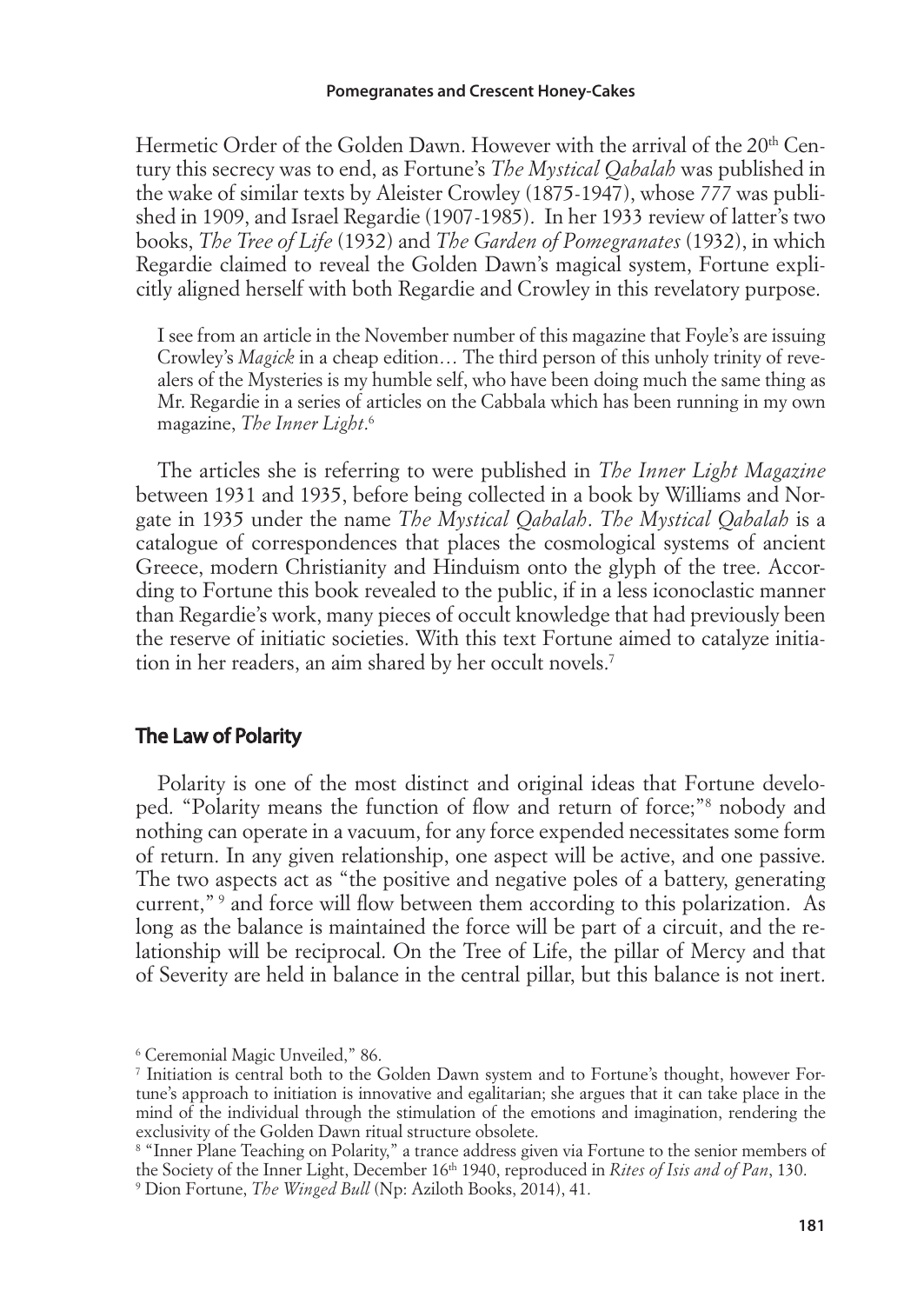Hermetic Order of the Golden Dawn. However with the arrival of the 20th Century this secrecy was to end, as Fortune's *The Mystical Qabalah* was published in the wake of similar texts by Aleister Crowley (1875-1947), whose *777* was published in 1909, and Israel Regardie (1907-1985). In her 1933 review of latter's two books, *The Tree of Life* (1932) and *The Garden of Pomegranates* (1932), in which Regardie claimed to reveal the Golden Dawn's magical system, Fortune explicitly aligned herself with both Regardie and Crowley in this revelatory purpose.

> I see from an article in the November number of this magazine that Foyle's are issuing Crowley's *Magick* in a cheap edition… The third person of this unholy trinity of revealers of the Mysteries is my humble self, who have been doing much the same thing as Mr. Regardie in a series of articles on the Cabbala which has been running in my own magazine, *The Inner Light*.[6]

The articles she is referring to were published in *The Inner Light Magazine* between 1931 and 1935, before being collected in a book by Williams and Norgate in 1935 under the name *The Mystical Qabalah*. *The Mystical Qabalah* is a catalogue of correspondences that places the cosmological systems of ancient Greece, modern Christianity and Hinduism onto the glyph of the tree. According to Fortune this book revealed to the public, if in a less iconoclastic manner than Regardie's work, many pieces of occult knowledge that had previously been the reserve of initiatic societies. With this text Fortune aimed to catalyze initiation in her readers, an aim shared by her occult novels.[7]

## The Law of Polarity

Polarity is one of the most distinct and original ideas that Fortune developed. "Polarity means the function of flow and return of force;"[8] nobody and nothing can operate in a vacuum, for any force expended necessitates some form of return. In any given relationship, one aspect will be active, and one passive. The two aspects act as "the positive and negative poles of a battery, generating current,"[9] and force will flow between them according to this polarization. As long as the balance is maintained the force will be part of a circuit, and the relationship will be reciprocal. On the Tree of Life, the pillar of Mercy and that of Severity are held in balance in the central pillar, but this balance is not inert.

---

[6] Ceremonial Magic Unveiled," 86.

[7] Initiation is central both to the Golden Dawn system and to Fortune's thought, however Fortune's approach to initiation is innovative and egalitarian; she argues that it can take place in the mind of the individual through the stimulation of the emotions and imagination, rendering the exclusivity of the Golden Dawn ritual structure obsolete.

[8] "Inner Plane Teaching on Polarity," a trance address given via Fortune to the senior members of the Society of the Inner Light, December 16th 1940, reproduced in *Rites of Isis and of Pan*, 130.

[9] Dion Fortune, *The Winged Bull* (Np: Aziloth Books, 2014), 41.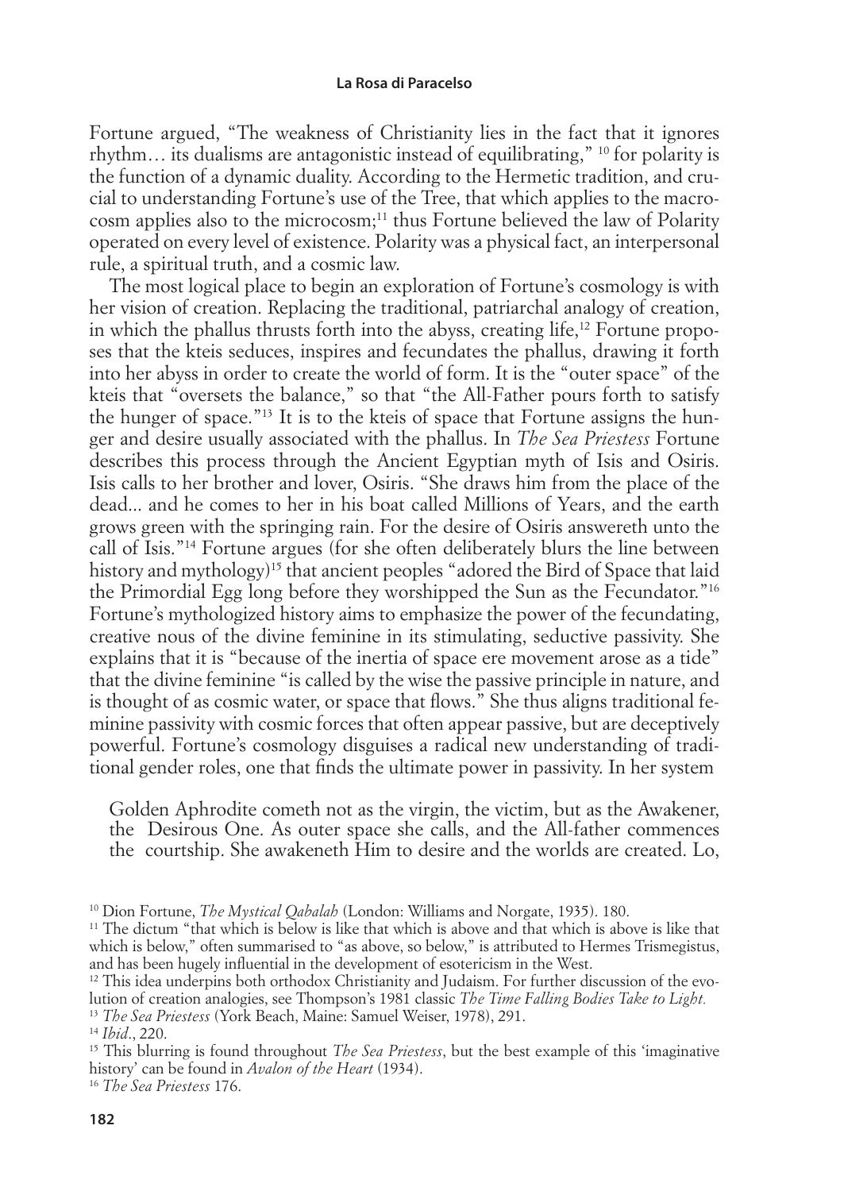Fortune argued, "The weakness of Christianity lies in the fact that it ignores rhythm… its dualisms are antagonistic instead of equilibrating," [10] for polarity is the function of a dynamic duality. According to the Hermetic tradition, and crucial to understanding Fortune's use of the Tree, that which applies to the macrocosm applies also to the microcosm;[11] thus Fortune believed the law of Polarity operated on every level of existence. Polarity was a physical fact, an interpersonal rule, a spiritual truth, and a cosmic law.

The most logical place to begin an exploration of Fortune's cosmology is with her vision of creation. Replacing the traditional, patriarchal analogy of creation, in which the phallus thrusts forth into the abyss, creating life,[12] Fortune proposes that the kteis seduces, inspires and fecundates the phallus, drawing it forth into her abyss in order to create the world of form. It is the "outer space" of the kteis that "oversets the balance," so that "the All-Father pours forth to satisfy the hunger of space."[13] It is to the kteis of space that Fortune assigns the hunger and desire usually associated with the phallus. In *The Sea Priestess* Fortune describes this process through the Ancient Egyptian myth of Isis and Osiris. Isis calls to her brother and lover, Osiris. "She draws him from the place of the dead... and he comes to her in his boat called Millions of Years, and the earth grows green with the springing rain. For the desire of Osiris answereth unto the call of Isis."[14] Fortune argues (for she often deliberately blurs the line between history and mythology)[15] that ancient peoples "adored the Bird of Space that laid the Primordial Egg long before they worshipped the Sun as the Fecundator."[16] Fortune's mythologized history aims to emphasize the power of the fecundating, creative nous of the divine feminine in its stimulating, seductive passivity. She explains that it is "because of the inertia of space ere movement arose as a tide" that the divine feminine "is called by the wise the passive principle in nature, and is thought of as cosmic water, or space that flows." She thus aligns traditional feminine passivity with cosmic forces that often appear passive, but are deceptively powerful. Fortune's cosmology disguises a radical new understanding of traditional gender roles, one that finds the ultimate power in passivity. In her system

> Golden Aphrodite cometh not as the virgin, the victim, but as the Awakener, the Desirous One. As outer space she calls, and the All-father commences the courtship. She awakeneth Him to desire and the worlds are created. Lo,

---

[10] Dion Fortune, *The Mystical Qabalah* (London: Williams and Norgate, 1935). 180.

[11] The dictum "that which is below is like that which is above and that which is above is like that which is below," often summarised to "as above, so below," is attributed to Hermes Trismegistus, and has been hugely influential in the development of esotericism in the West.

[12] This idea underpins both orthodox Christianity and Judaism. For further discussion of the evolution of creation analogies, see Thompson's 1981 classic *The Time Falling Bodies Take to Light.*

[13] *The Sea Priestess* (York Beach, Maine: Samuel Weiser, 1978), 291.

[14] *Ibid*., 220.

[15] This blurring is found throughout *The Sea Priestess*, but the best example of this 'imaginative history' can be found in *Avalon of the Heart* (1934).

[16] *The Sea Priestess* 176.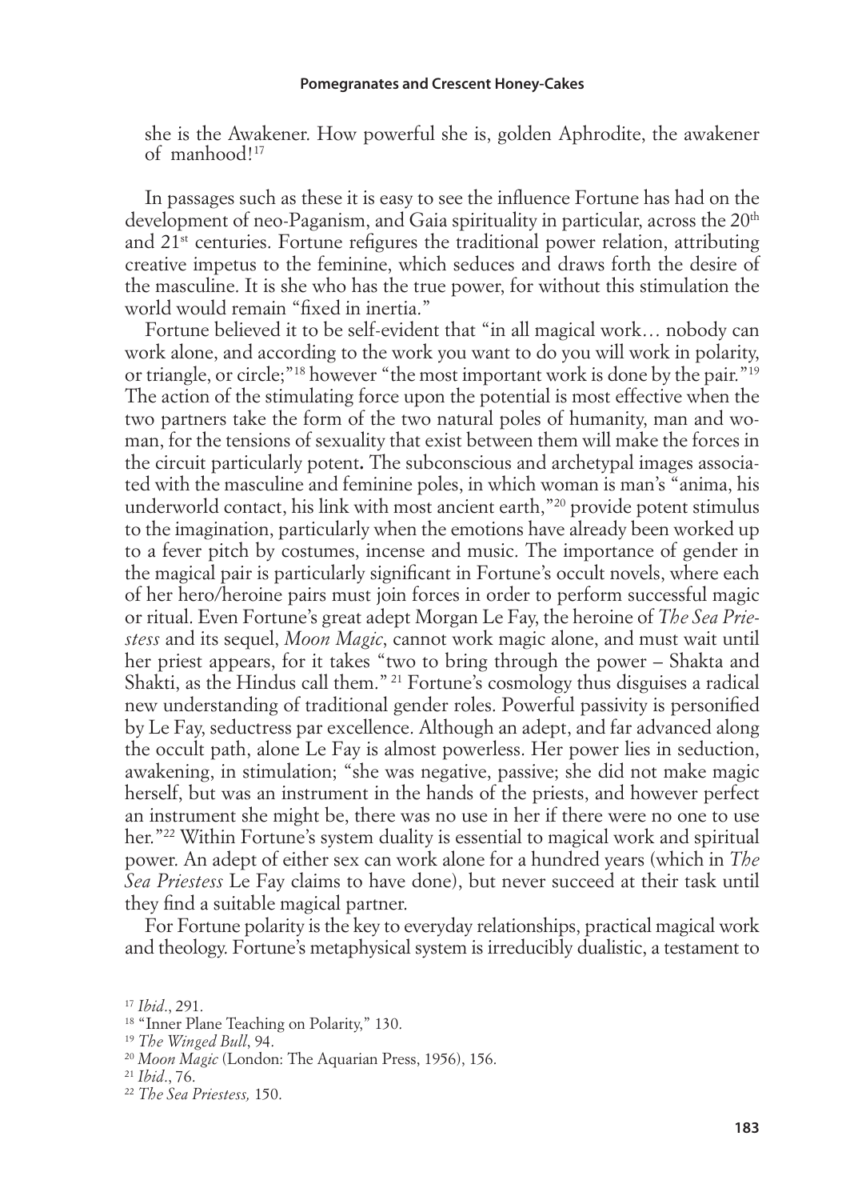she is the Awakener. How powerful she is, golden Aphrodite, the awakener of manhood![17]

In passages such as these it is easy to see the influence Fortune has had on the development of neo-Paganism, and Gaia spirituality in particular, across the 20th and 21st centuries. Fortune refigures the traditional power relation, attributing creative impetus to the feminine, which seduces and draws forth the desire of the masculine. It is she who has the true power, for without this stimulation the world would remain "fixed in inertia."

Fortune believed it to be self-evident that "in all magical work… nobody can work alone, and according to the work you want to do you will work in polarity, or triangle, or circle;"[18] however "the most important work is done by the pair."[19] The action of the stimulating force upon the potential is most effective when the two partners take the form of the two natural poles of humanity, man and woman, for the tensions of sexuality that exist between them will make the forces in the circuit particularly potent**.** The subconscious and archetypal images associated with the masculine and feminine poles, in which woman is man's "anima, his underworld contact, his link with most ancient earth,"[20] provide potent stimulus to the imagination, particularly when the emotions have already been worked up to a fever pitch by costumes, incense and music. The importance of gender in the magical pair is particularly significant in Fortune's occult novels, where each of her hero/heroine pairs must join forces in order to perform successful magic or ritual. Even Fortune's great adept Morgan Le Fay, the heroine of *The Sea Priestess* and its sequel, *Moon Magic*, cannot work magic alone, and must wait until her priest appears, for it takes "two to bring through the power – Shakta and Shakti, as the Hindus call them."[21] Fortune's cosmology thus disguises a radical new understanding of traditional gender roles. Powerful passivity is personified by Le Fay, seductress par excellence. Although an adept, and far advanced along the occult path, alone Le Fay is almost powerless. Her power lies in seduction, awakening, in stimulation; "she was negative, passive; she did not make magic herself, but was an instrument in the hands of the priests, and however perfect an instrument she might be, there was no use in her if there were no one to use her."[22] Within Fortune's system duality is essential to magical work and spiritual power. An adept of either sex can work alone for a hundred years (which in *The Sea Priestess* Le Fay claims to have done), but never succeed at their task until they find a suitable magical partner.

For Fortune polarity is the key to everyday relationships, practical magical work and theology. Fortune's metaphysical system is irreducibly dualistic, a testament to

[17] *Ibid*., 291.

[18] "Inner Plane Teaching on Polarity," 130.

[19] *The Winged Bull*, 94.

[20] *Moon Magic* (London: The Aquarian Press, 1956), 156.

[21] *Ibid*., 76.

[22] *The Sea Priestess,* 150.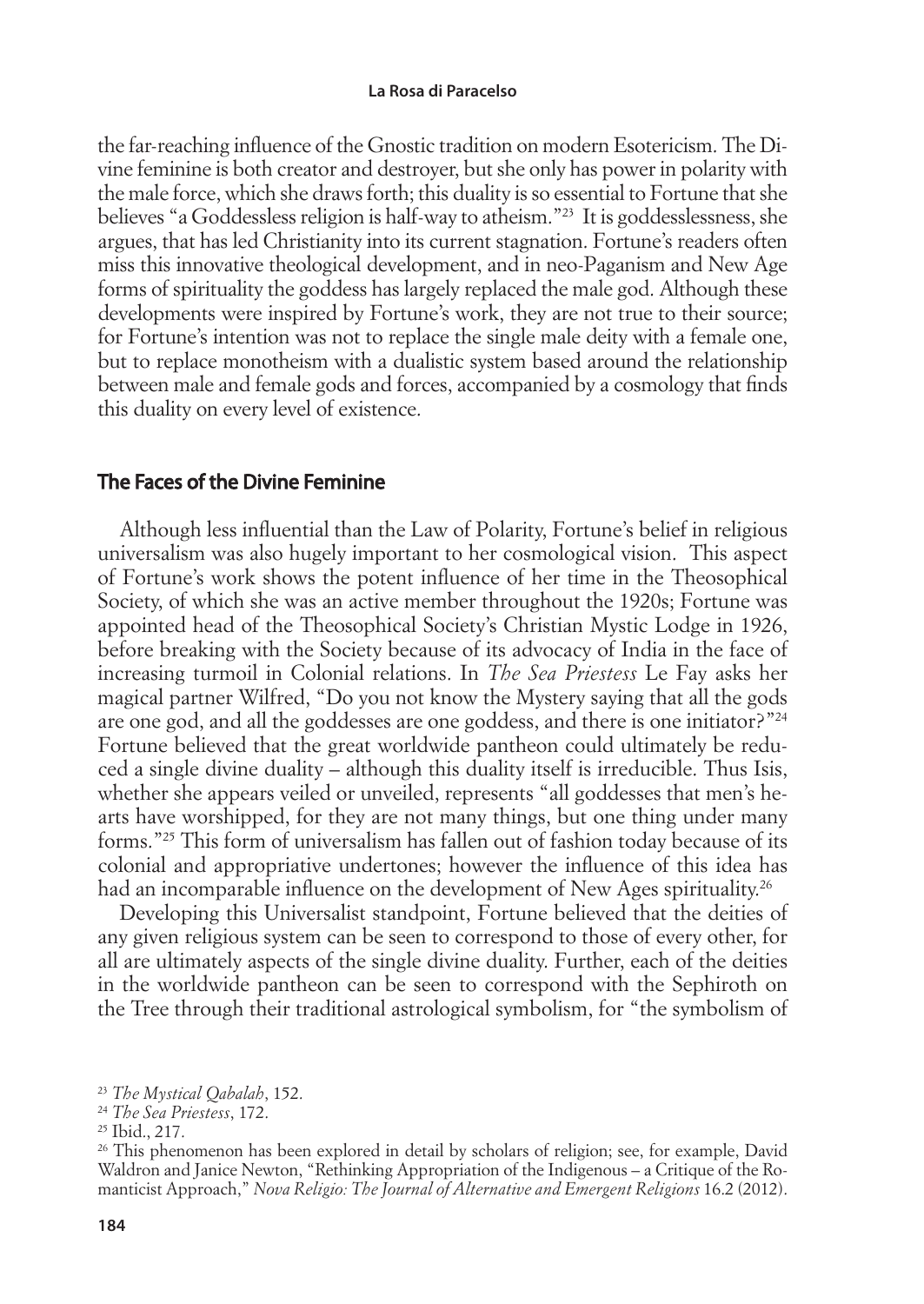the far-reaching influence of the Gnostic tradition on modern Esotericism. The Divine feminine is both creator and destroyer, but she only has power in polarity with the male force, which she draws forth; this duality is so essential to Fortune that she believes "a Goddessless religion is half-way to atheism."[23] It is goddesslessness, she argues, that has led Christianity into its current stagnation. Fortune's readers often miss this innovative theological development, and in neo-Paganism and New Age forms of spirituality the goddess has largely replaced the male god. Although these developments were inspired by Fortune's work, they are not true to their source; for Fortune's intention was not to replace the single male deity with a female one, but to replace monotheism with a dualistic system based around the relationship between male and female gods and forces, accompanied by a cosmology that finds this duality on every level of existence.

## The Faces of the Divine Feminine

Although less influential than the Law of Polarity, Fortune's belief in religious universalism was also hugely important to her cosmological vision. This aspect of Fortune's work shows the potent influence of her time in the Theosophical Society, of which she was an active member throughout the 1920s; Fortune was appointed head of the Theosophical Society's Christian Mystic Lodge in 1926, before breaking with the Society because of its advocacy of India in the face of increasing turmoil in Colonial relations. In *The Sea Priestess* Le Fay asks her magical partner Wilfred, "Do you not know the Mystery saying that all the gods are one god, and all the goddesses are one goddess, and there is one initiator?"[24] Fortune believed that the great worldwide pantheon could ultimately be reduced a single divine duality – although this duality itself is irreducible. Thus Isis, whether she appears veiled or unveiled, represents "all goddesses that men's hearts have worshipped, for they are not many things, but one thing under many forms."[25] This form of universalism has fallen out of fashion today because of its colonial and appropriative undertones; however the influence of this idea has had an incomparable influence on the development of New Ages spirituality.[26]

Developing this Universalist standpoint, Fortune believed that the deities of any given religious system can be seen to correspond to those of every other, for all are ultimately aspects of the single divine duality. Further, each of the deities in the worldwide pantheon can be seen to correspond with the Sephiroth on the Tree through their traditional astrological symbolism, for "the symbolism of

[23] *The Mystical Qabalah*, 152.

[24] *The Sea Priestess*, 172.

[25] Ibid., 217.

[26] This phenomenon has been explored in detail by scholars of religion; see, for example, David Waldron and Janice Newton, "Rethinking Appropriation of the Indigenous – a Critique of the Romanticist Approach," *Nova Religio: The Journal of Alternative and Emergent Religions* 16.2 (2012).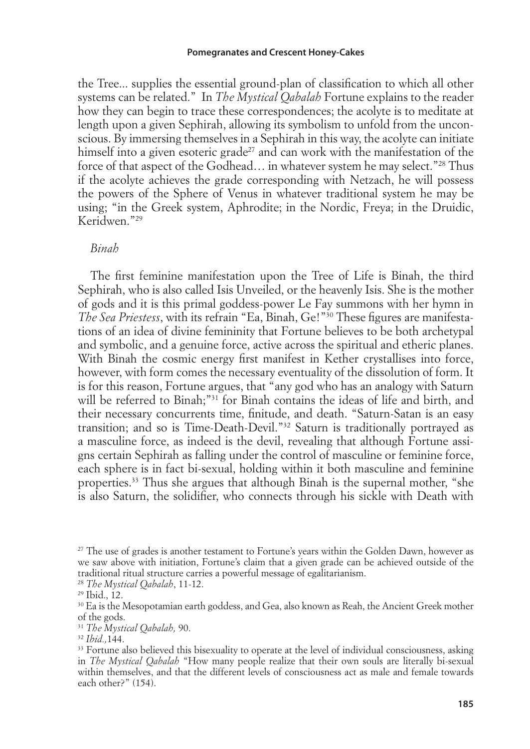the Tree... supplies the essential ground-plan of classification to which all other systems can be related." In *The Mystical Qabalah* Fortune explains to the reader how they can begin to trace these correspondences; the acolyte is to meditate at length upon a given Sephirah, allowing its symbolism to unfold from the unconscious. By immersing themselves in a Sephirah in this way, the acolyte can initiate himself into a given esoteric grade[27] and can work with the manifestation of the force of that aspect of the Godhead… in whatever system he may select."[28] Thus if the acolyte achieves the grade corresponding with Netzach, he will possess the powers of the Sphere of Venus in whatever traditional system he may be using; "in the Greek system, Aphrodite; in the Nordic, Freya; in the Druidic, Keridwen."[29]

*Binah*

The first feminine manifestation upon the Tree of Life is Binah, the third Sephirah, who is also called Isis Unveiled, or the heavenly Isis. She is the mother of gods and it is this primal goddess-power Le Fay summons with her hymn in *The Sea Priestess*, with its refrain "Ea, Binah, Ge!"[30] These figures are manifestations of an idea of divine femininity that Fortune believes to be both archetypal and symbolic, and a genuine force, active across the spiritual and etheric planes. With Binah the cosmic energy first manifest in Kether crystallises into force, however, with form comes the necessary eventuality of the dissolution of form. It is for this reason, Fortune argues, that "any god who has an analogy with Saturn will be referred to Binah;"[31] for Binah contains the ideas of life and birth, and their necessary concurrents time, finitude, and death. "Saturn-Satan is an easy transition; and so is Time-Death-Devil."[32] Saturn is traditionally portrayed as a masculine force, as indeed is the devil, revealing that although Fortune assigns certain Sephirah as falling under the control of masculine or feminine force, each sphere is in fact bi-sexual, holding within it both masculine and feminine properties.[33] Thus she argues that although Binah is the supernal mother, "she is also Saturn, the solidifier, who connects through his sickle with Death with

[27] The use of grades is another testament to Fortune's years within the Golden Dawn, however as we saw above with initiation, Fortune's claim that a given grade can be achieved outside of the traditional ritual structure carries a powerful message of egalitarianism.

[28] *The Mystical Qabalah*, 11-12.

[29] Ibid., 12.

[30] Ea is the Mesopotamian earth goddess, and Gea, also known as Reah, the Ancient Greek mother of the gods.

[31] *The Mystical Qabalah,* 90.

[32] *Ibid.,*144.

[33] Fortune also believed this bisexuality to operate at the level of individual consciousness, asking in *The Mystical Qabalah* "How many people realize that their own souls are literally bi-sexual within themselves, and that the different levels of consciousness act as male and female towards each other?" (154).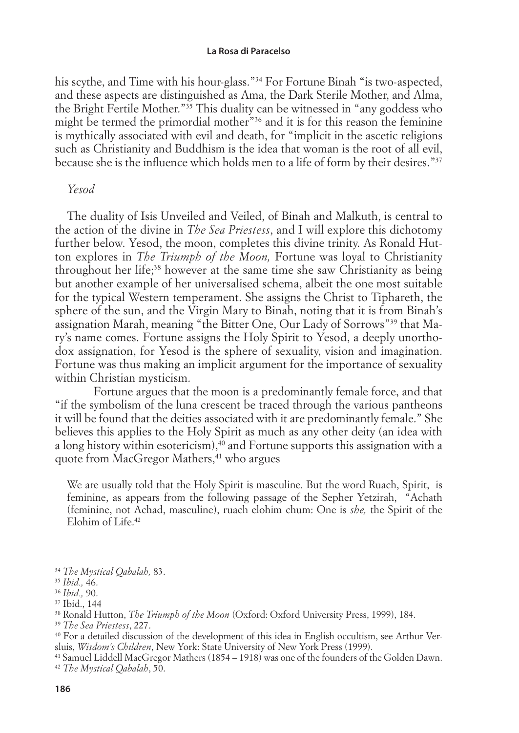his scythe, and Time with his hour-glass."[34] For Fortune Binah "is two-aspected, and these aspects are distinguished as Ama, the Dark Sterile Mother, and Alma, the Bright Fertile Mother."[35] This duality can be witnessed in "any goddess who might be termed the primordial mother"[36] and it is for this reason the feminine is mythically associated with evil and death, for "implicit in the ascetic religions such as Christianity and Buddhism is the idea that woman is the root of all evil, because she is the influence which holds men to a life of form by their desires."[37]

*Yesod*

The duality of Isis Unveiled and Veiled, of Binah and Malkuth, is central to the action of the divine in *The Sea Priestess*, and I will explore this dichotomy further below. Yesod, the moon, completes this divine trinity. As Ronald Hutton explores in *The Triumph of the Moon,* Fortune was loyal to Christianity throughout her life;[38] however at the same time she saw Christianity as being but another example of her universalised schema, albeit the one most suitable for the typical Western temperament. She assigns the Christ to Tiphareth, the sphere of the sun, and the Virgin Mary to Binah, noting that it is from Binah's assignation Marah, meaning "the Bitter One, Our Lady of Sorrows"[39] that Mary's name comes. Fortune assigns the Holy Spirit to Yesod, a deeply unorthodox assignation, for Yesod is the sphere of sexuality, vision and imagination. Fortune was thus making an implicit argument for the importance of sexuality within Christian mysticism.

Fortune argues that the moon is a predominantly female force, and that "if the symbolism of the luna crescent be traced through the various pantheons it will be found that the deities associated with it are predominantly female." She believes this applies to the Holy Spirit as much as any other deity (an idea with a long history within esotericism),[40] and Fortune supports this assignation with a quote from MacGregor Mathers,[41] who argues

> We are usually told that the Holy Spirit is masculine. But the word Ruach, Spirit, is feminine, as appears from the following passage of the Sepher Yetzirah, "Achath (feminine, not Achad, masculine), ruach elohim chum: One is *she,* the Spirit of the Elohim of Life.[42]

[34] *The Mystical Qabalah,* 83.
[35] *Ibid.,* 46.
[36] *Ibid.,* 90.
[37] Ibid., 144
[38] Ronald Hutton, *The Triumph of the Moon* (Oxford: Oxford University Press, 1999), 184.
[39] *The Sea Priestess*, 227.
[40] For a detailed discussion of the development of this idea in English occultism, see Arthur Versluis, *Wisdom's Children*, New York: State University of New York Press (1999).
[41] Samuel Liddell MacGregor Mathers (1854 – 1918) was one of the founders of the Golden Dawn.
[42] *The Mystical Qabalah*, 50.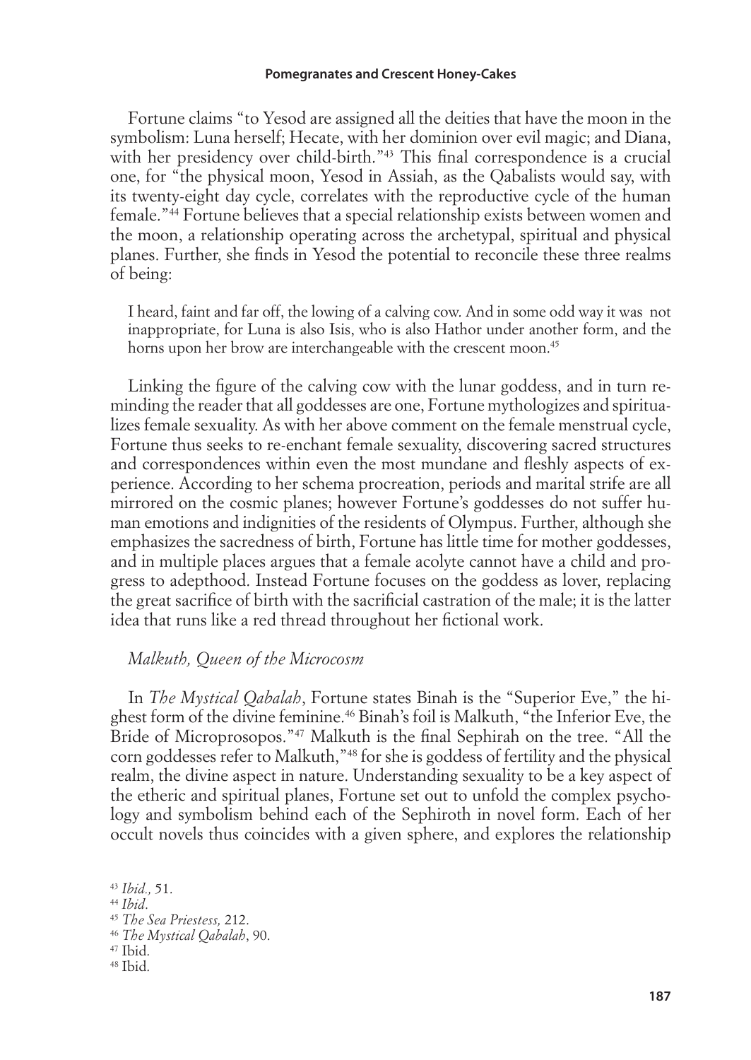Fortune claims "to Yesod are assigned all the deities that have the moon in the symbolism: Luna herself; Hecate, with her dominion over evil magic; and Diana, with her presidency over child-birth."[43] This final correspondence is a crucial one, for "the physical moon, Yesod in Assiah, as the Qabalists would say, with its twenty-eight day cycle, correlates with the reproductive cycle of the human female."[44] Fortune believes that a special relationship exists between women and the moon, a relationship operating across the archetypal, spiritual and physical planes. Further, she finds in Yesod the potential to reconcile these three realms of being:

> I heard, faint and far off, the lowing of a calving cow. And in some odd way it was not inappropriate, for Luna is also Isis, who is also Hathor under another form, and the horns upon her brow are interchangeable with the crescent moon.[45]

Linking the figure of the calving cow with the lunar goddess, and in turn reminding the reader that all goddesses are one, Fortune mythologizes and spiritualizes female sexuality. As with her above comment on the female menstrual cycle, Fortune thus seeks to re-enchant female sexuality, discovering sacred structures and correspondences within even the most mundane and fleshly aspects of experience. According to her schema procreation, periods and marital strife are all mirrored on the cosmic planes; however Fortune's goddesses do not suffer human emotions and indignities of the residents of Olympus. Further, although she emphasizes the sacredness of birth, Fortune has little time for mother goddesses, and in multiple places argues that a female acolyte cannot have a child and progress to adepthood. Instead Fortune focuses on the goddess as lover, replacing the great sacrifice of birth with the sacrificial castration of the male; it is the latter idea that runs like a red thread throughout her fictional work.

### *Malkuth, Queen of the Microcosm*

In *The Mystical Qabalah*, Fortune states Binah is the "Superior Eve," the highest form of the divine feminine.[46] Binah's foil is Malkuth, "the Inferior Eve, the Bride of Microprosopos."[47] Malkuth is the final Sephirah on the tree. "All the corn goddesses refer to Malkuth,"[48] for she is goddess of fertility and the physical realm, the divine aspect in nature. Understanding sexuality to be a key aspect of the etheric and spiritual planes, Fortune set out to unfold the complex psychology and symbolism behind each of the Sephiroth in novel form. Each of her occult novels thus coincides with a given sphere, and explores the relationship

[43] *Ibid.,* 51.
[44] *Ibid.*
[45] *The Sea Priestess,* 212.
[46] *The Mystical Qabalah*, 90.
[47] Ibid.
[48] Ibid.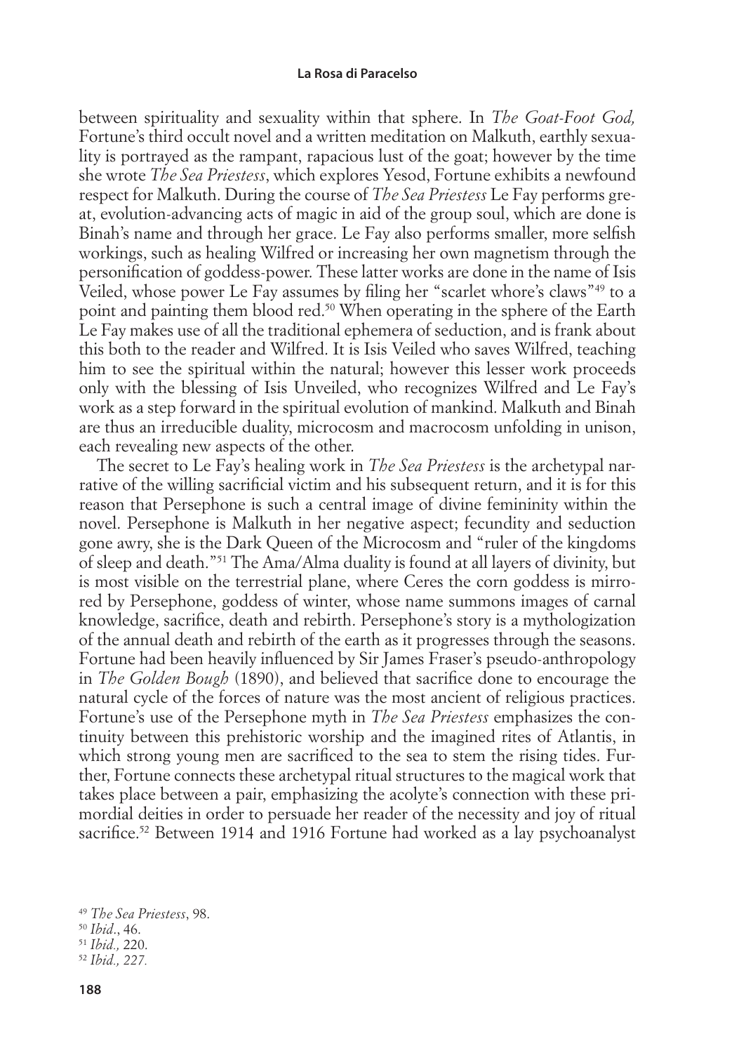between spirituality and sexuality within that sphere. In *The Goat-Foot God,* Fortune's third occult novel and a written meditation on Malkuth, earthly sexuality is portrayed as the rampant, rapacious lust of the goat; however by the time she wrote *The Sea Priestess*, which explores Yesod, Fortune exhibits a newfound respect for Malkuth. During the course of *The Sea Priestess* Le Fay performs great, evolution-advancing acts of magic in aid of the group soul, which are done is Binah's name and through her grace. Le Fay also performs smaller, more selfish workings, such as healing Wilfred or increasing her own magnetism through the personification of goddess-power. These latter works are done in the name of Isis Veiled, whose power Le Fay assumes by filing her "scarlet whore's claws"[49] to a point and painting them blood red.[50] When operating in the sphere of the Earth Le Fay makes use of all the traditional ephemera of seduction, and is frank about this both to the reader and Wilfred. It is Isis Veiled who saves Wilfred, teaching him to see the spiritual within the natural; however this lesser work proceeds only with the blessing of Isis Unveiled, who recognizes Wilfred and Le Fay's work as a step forward in the spiritual evolution of mankind. Malkuth and Binah are thus an irreducible duality, microcosm and macrocosm unfolding in unison, each revealing new aspects of the other.

The secret to Le Fay's healing work in *The Sea Priestess* is the archetypal narrative of the willing sacrificial victim and his subsequent return, and it is for this reason that Persephone is such a central image of divine femininity within the novel. Persephone is Malkuth in her negative aspect; fecundity and seduction gone awry, she is the Dark Queen of the Microcosm and "ruler of the kingdoms of sleep and death."[51] The Ama/Alma duality is found at all layers of divinity, but is most visible on the terrestrial plane, where Ceres the corn goddess is mirrored by Persephone, goddess of winter, whose name summons images of carnal knowledge, sacrifice, death and rebirth. Persephone's story is a mythologization of the annual death and rebirth of the earth as it progresses through the seasons. Fortune had been heavily influenced by Sir James Fraser's pseudo-anthropology in *The Golden Bough* (1890), and believed that sacrifice done to encourage the natural cycle of the forces of nature was the most ancient of religious practices. Fortune's use of the Persephone myth in *The Sea Priestess* emphasizes the continuity between this prehistoric worship and the imagined rites of Atlantis, in which strong young men are sacrificed to the sea to stem the rising tides. Further, Fortune connects these archetypal ritual structures to the magical work that takes place between a pair, emphasizing the acolyte's connection with these primordial deities in order to persuade her reader of the necessity and joy of ritual sacrifice.[52] Between 1914 and 1916 Fortune had worked as a lay psychoanalyst

[49] *The Sea Priestess*, 98.

[50] *Ibid*., 46.

[51] *Ibid.,* 220.

[52] *Ibid., 227.*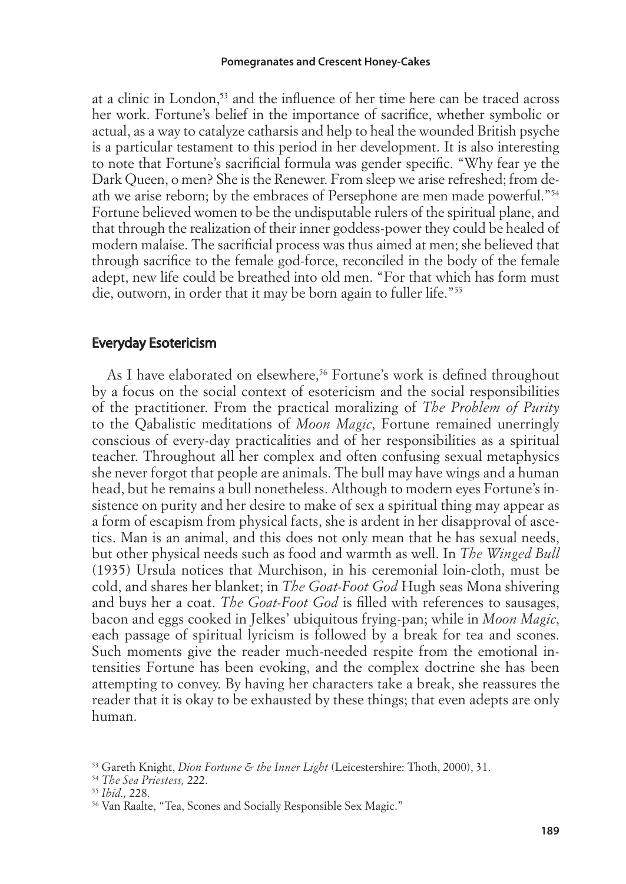at a clinic in London,[53] and the influence of her time here can be traced across her work. Fortune's belief in the importance of sacrifice, whether symbolic or actual, as a way to catalyze catharsis and help to heal the wounded British psyche is a particular testament to this period in her development. It is also interesting to note that Fortune's sacrificial formula was gender specific. "Why fear ye the Dark Queen, o men? She is the Renewer. From sleep we arise refreshed; from death we arise reborn; by the embraces of Persephone are men made powerful."[54] Fortune believed women to be the undisputable rulers of the spiritual plane, and that through the realization of their inner goddess-power they could be healed of modern malaise. The sacrificial process was thus aimed at men; she believed that through sacrifice to the female god-force, reconciled in the body of the female adept, new life could be breathed into old men. "For that which has form must die, outworn, in order that it may be born again to fuller life."[55]

## Everyday Esotericism

As I have elaborated on elsewhere,[56] Fortune's work is defined throughout by a focus on the social context of esotericism and the social responsibilities of the practitioner. From the practical moralizing of *The Problem of Purity* to the Qabalistic meditations of *Moon Magic*, Fortune remained unerringly conscious of every-day practicalities and of her responsibilities as a spiritual teacher. Throughout all her complex and often confusing sexual metaphysics she never forgot that people are animals. The bull may have wings and a human head, but he remains a bull nonetheless. Although to modern eyes Fortune's insistence on purity and her desire to make of sex a spiritual thing may appear as a form of escapism from physical facts, she is ardent in her disapproval of ascetics. Man is an animal, and this does not only mean that he has sexual needs, but other physical needs such as food and warmth as well. In *The Winged Bull* (1935) Ursula notices that Murchison, in his ceremonial loin-cloth, must be cold, and shares her blanket; in *The Goat-Foot God* Hugh seas Mona shivering and buys her a coat. *The Goat-Foot God* is filled with references to sausages, bacon and eggs cooked in Jelkes' ubiquitous frying-pan; while in *Moon Magic*, each passage of spiritual lyricism is followed by a break for tea and scones. Such moments give the reader much-needed respite from the emotional intensities Fortune has been evoking, and the complex doctrine she has been attempting to convey. By having her characters take a break, she reassures the reader that it is okay to be exhausted by these things; that even adepts are only human.

[53] Gareth Knight, *Dion Fortune & the Inner Light* (Leicestershire: Thoth, 2000), 31.

[54] *The Sea Priestess,* 222.

[55] *Ibid.,* 228.

[56] Van Raalte, "Tea, Scones and Socially Responsible Sex Magic."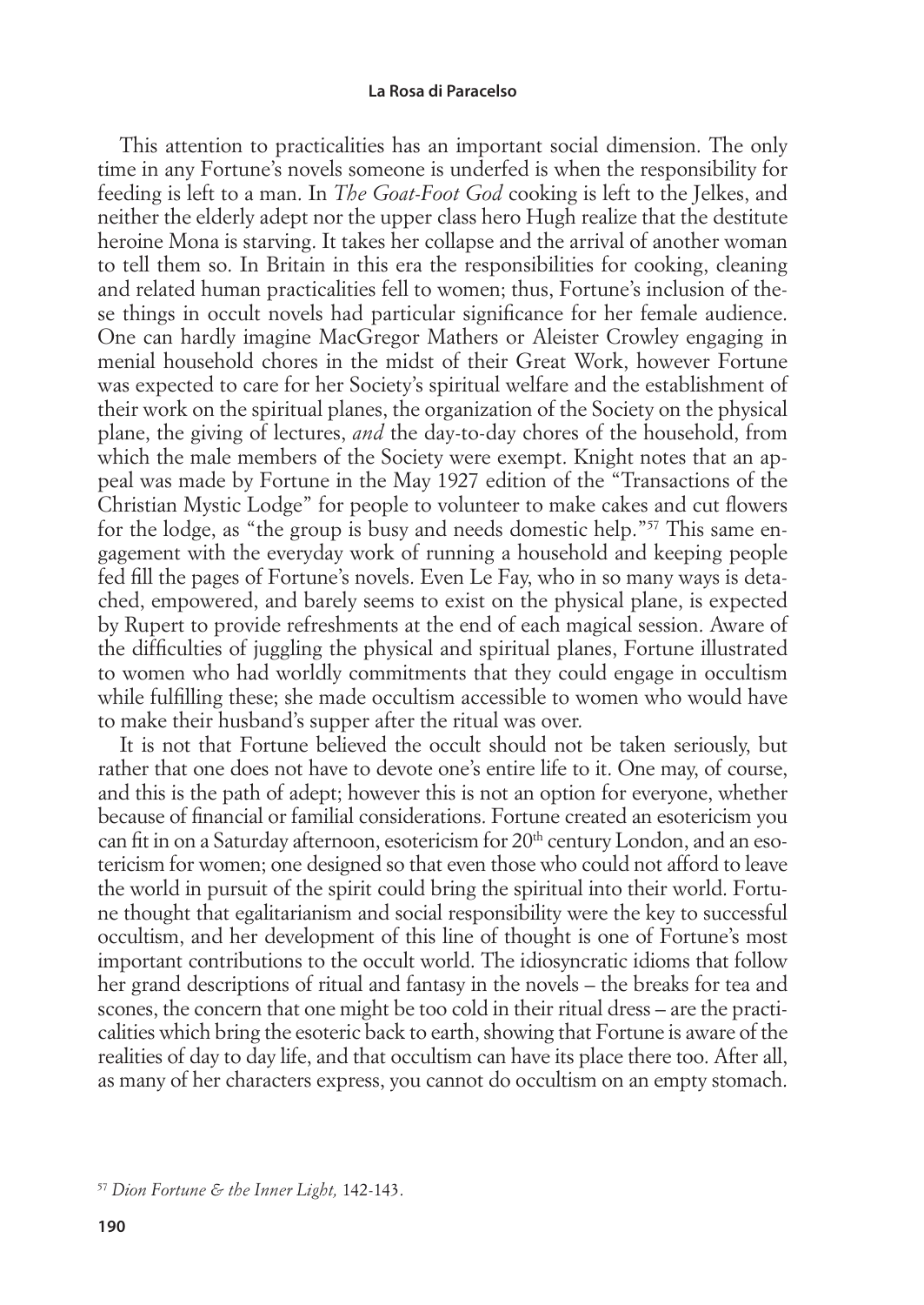This attention to practicalities has an important social dimension. The only time in any Fortune's novels someone is underfed is when the responsibility for feeding is left to a man. In *The Goat-Foot God* cooking is left to the Jelkes, and neither the elderly adept nor the upper class hero Hugh realize that the destitute heroine Mona is starving. It takes her collapse and the arrival of another woman to tell them so. In Britain in this era the responsibilities for cooking, cleaning and related human practicalities fell to women; thus, Fortune's inclusion of these things in occult novels had particular significance for her female audience. One can hardly imagine MacGregor Mathers or Aleister Crowley engaging in menial household chores in the midst of their Great Work, however Fortune was expected to care for her Society's spiritual welfare and the establishment of their work on the spiritual planes, the organization of the Society on the physical plane, the giving of lectures, *and* the day-to-day chores of the household, from which the male members of the Society were exempt. Knight notes that an appeal was made by Fortune in the May 1927 edition of the "Transactions of the Christian Mystic Lodge" for people to volunteer to make cakes and cut flowers for the lodge, as "the group is busy and needs domestic help."[57] This same engagement with the everyday work of running a household and keeping people fed fill the pages of Fortune's novels. Even Le Fay, who in so many ways is detached, empowered, and barely seems to exist on the physical plane, is expected by Rupert to provide refreshments at the end of each magical session. Aware of the difficulties of juggling the physical and spiritual planes, Fortune illustrated to women who had worldly commitments that they could engage in occultism while fulfilling these; she made occultism accessible to women who would have to make their husband's supper after the ritual was over.

It is not that Fortune believed the occult should not be taken seriously, but rather that one does not have to devote one's entire life to it. One may, of course, and this is the path of adept; however this is not an option for everyone, whether because of financial or familial considerations. Fortune created an esotericism you can fit in on a Saturday afternoon, esotericism for 20th century London, and an esotericism for women; one designed so that even those who could not afford to leave the world in pursuit of the spirit could bring the spiritual into their world. Fortune thought that egalitarianism and social responsibility were the key to successful occultism, and her development of this line of thought is one of Fortune's most important contributions to the occult world. The idiosyncratic idioms that follow her grand descriptions of ritual and fantasy in the novels – the breaks for tea and scones, the concern that one might be too cold in their ritual dress – are the practicalities which bring the esoteric back to earth, showing that Fortune is aware of the realities of day to day life, and that occultism can have its place there too. After all, as many of her characters express, you cannot do occultism on an empty stomach.

[57] *Dion Fortune & the Inner Light,* 142-143.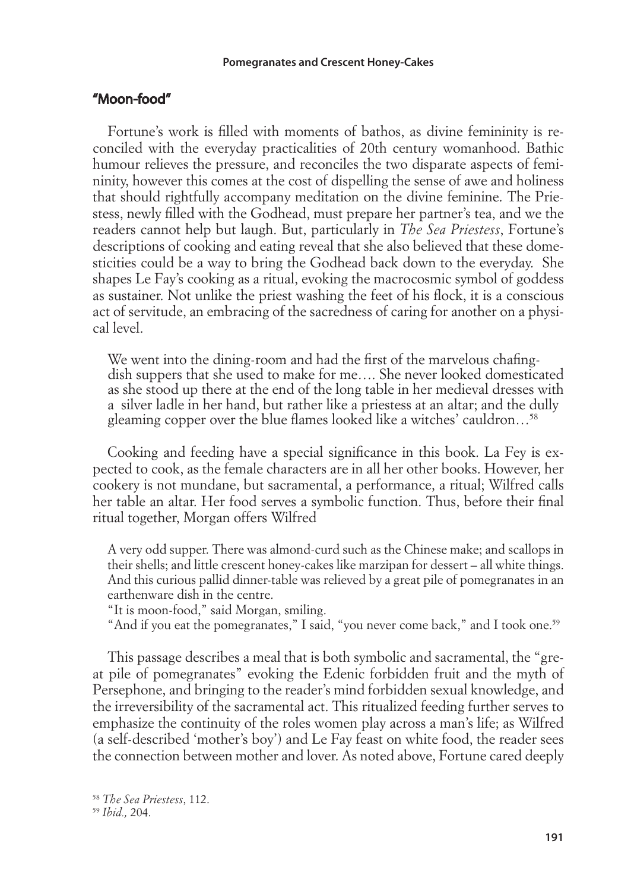## "Moon-food"

Fortune's work is filled with moments of bathos, as divine femininity is reconciled with the everyday practicalities of 20th century womanhood. Bathic humour relieves the pressure, and reconciles the two disparate aspects of femininity, however this comes at the cost of dispelling the sense of awe and holiness that should rightfully accompany meditation on the divine feminine. The Priestess, newly filled with the Godhead, must prepare her partner's tea, and we the readers cannot help but laugh. But, particularly in *The Sea Priestess*, Fortune's descriptions of cooking and eating reveal that she also believed that these domesticities could be a way to bring the Godhead back down to the everyday. She shapes Le Fay's cooking as a ritual, evoking the macrocosmic symbol of goddess as sustainer. Not unlike the priest washing the feet of his flock, it is a conscious act of servitude, an embracing of the sacredness of caring for another on a physical level.

> We went into the dining-room and had the first of the marvelous chafing-dish suppers that she used to make for me…. She never looked domesticated as she stood up there at the end of the long table in her medieval dresses with a silver ladle in her hand, but rather like a priestess at an altar; and the dully gleaming copper over the blue flames looked like a witches' cauldron…[58]

Cooking and feeding have a special significance in this book. La Fey is expected to cook, as the female characters are in all her other books. However, her cookery is not mundane, but sacramental, a performance, a ritual; Wilfred calls her table an altar. Her food serves a symbolic function. Thus, before their final ritual together, Morgan offers Wilfred

> A very odd supper. There was almond-curd such as the Chinese make; and scallops in their shells; and little crescent honey-cakes like marzipan for dessert – all white things. And this curious pallid dinner-table was relieved by a great pile of pomegranates in an earthenware dish in the centre.
>
> "It is moon-food," said Morgan, smiling.
>
> "And if you eat the pomegranates," I said, "you never come back," and I took one.[59]

This passage describes a meal that is both symbolic and sacramental, the "great pile of pomegranates" evoking the Edenic forbidden fruit and the myth of Persephone, and bringing to the reader's mind forbidden sexual knowledge, and the irreversibility of the sacramental act. This ritualized feeding further serves to emphasize the continuity of the roles women play across a man's life; as Wilfred (a self-described 'mother's boy') and Le Fay feast on white food, the reader sees the connection between mother and lover. As noted above, Fortune cared deeply

[58] *The Sea Priestess*, 112.

[59] *Ibid.,* 204.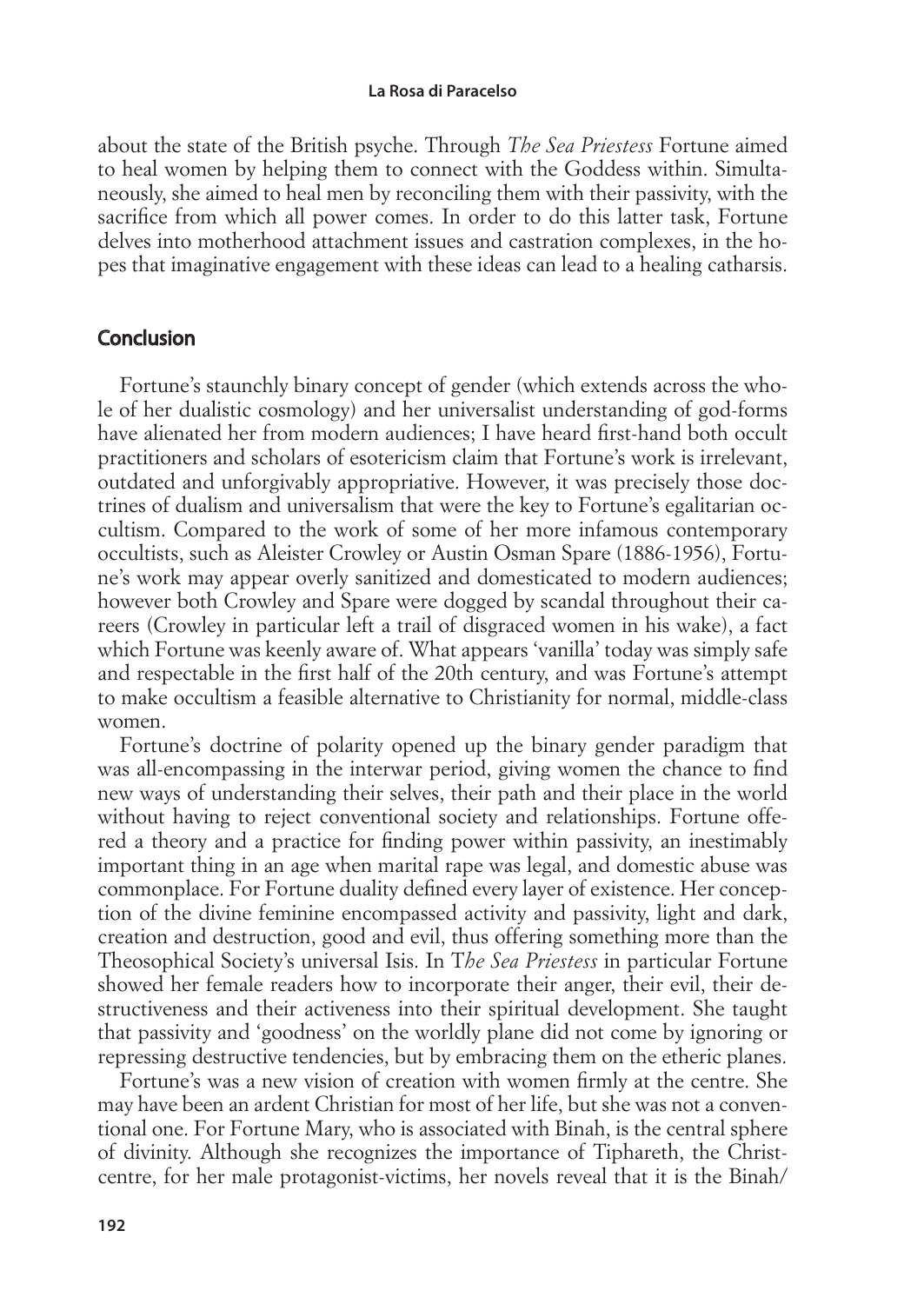about the state of the British psyche. Through *The Sea Priestess* Fortune aimed to heal women by helping them to connect with the Goddess within. Simultaneously, she aimed to heal men by reconciling them with their passivity, with the sacrifice from which all power comes. In order to do this latter task, Fortune delves into motherhood attachment issues and castration complexes, in the hopes that imaginative engagement with these ideas can lead to a healing catharsis.

## Conclusion

Fortune's staunchly binary concept of gender (which extends across the whole of her dualistic cosmology) and her universalist understanding of god-forms have alienated her from modern audiences; I have heard first-hand both occult practitioners and scholars of esotericism claim that Fortune's work is irrelevant, outdated and unforgivably appropriative. However, it was precisely those doctrines of dualism and universalism that were the key to Fortune's egalitarian occultism. Compared to the work of some of her more infamous contemporary occultists, such as Aleister Crowley or Austin Osman Spare (1886-1956), Fortune's work may appear overly sanitized and domesticated to modern audiences; however both Crowley and Spare were dogged by scandal throughout their careers (Crowley in particular left a trail of disgraced women in his wake), a fact which Fortune was keenly aware of. What appears 'vanilla' today was simply safe and respectable in the first half of the 20th century, and was Fortune's attempt to make occultism a feasible alternative to Christianity for normal, middle-class women.

Fortune's doctrine of polarity opened up the binary gender paradigm that was all-encompassing in the interwar period, giving women the chance to find new ways of understanding their selves, their path and their place in the world without having to reject conventional society and relationships. Fortune offered a theory and a practice for finding power within passivity, an inestimably important thing in an age when marital rape was legal, and domestic abuse was commonplace. For Fortune duality defined every layer of existence. Her conception of the divine feminine encompassed activity and passivity, light and dark, creation and destruction, good and evil, thus offering something more than the Theosophical Society's universal Isis. In *The Sea Priestess* in particular Fortune showed her female readers how to incorporate their anger, their evil, their destructiveness and their activeness into their spiritual development. She taught that passivity and 'goodness' on the worldly plane did not come by ignoring or repressing destructive tendencies, but by embracing them on the etheric planes.

Fortune's was a new vision of creation with women firmly at the centre. She may have been an ardent Christian for most of her life, but she was not a conventional one. For Fortune Mary, who is associated with Binah, is the central sphere of divinity. Although she recognizes the importance of Tiphareth, the Christ-centre, for her male protagonist-victims, her novels reveal that it is the Binah/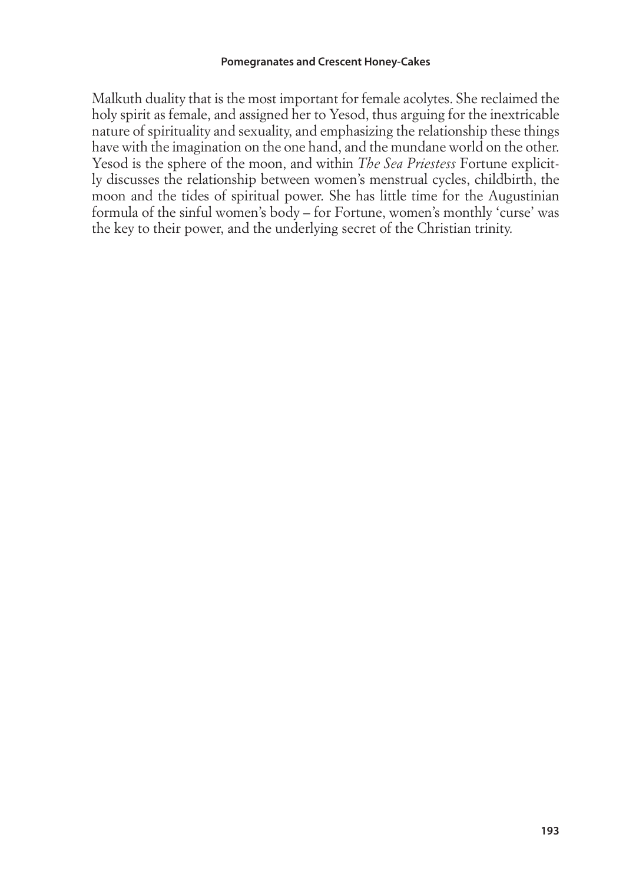Malkuth duality that is the most important for female acolytes. She reclaimed the holy spirit as female, and assigned her to Yesod, thus arguing for the inextricable nature of spirituality and sexuality, and emphasizing the relationship these things have with the imagination on the one hand, and the mundane world on the other. Yesod is the sphere of the moon, and within *The Sea Priestess* Fortune explicitly discusses the relationship between women's menstrual cycles, childbirth, the moon and the tides of spiritual power. She has little time for the Augustinian formula of the sinful women's body – for Fortune, women's monthly 'curse' was the key to their power, and the underlying secret of the Christian trinity.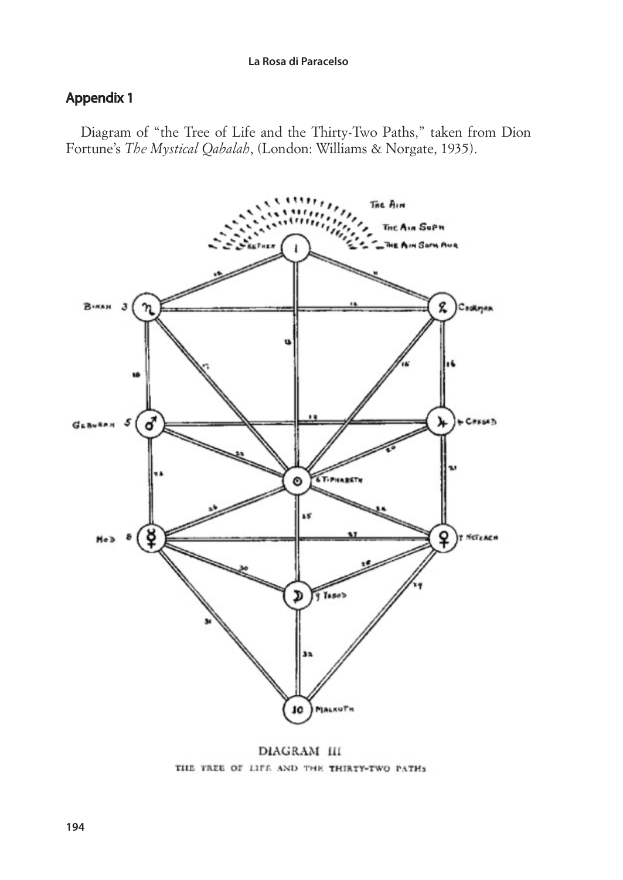## Appendix 1

Diagram of "the Tree of Life and the Thirty-Two Paths," taken from Dion Fortune's *The Mystical Qabalah*, (London: Williams & Norgate, 1935).

DIAGRAM III

THE TREE OF LIFE AND THE THIRTY-TWO PATHS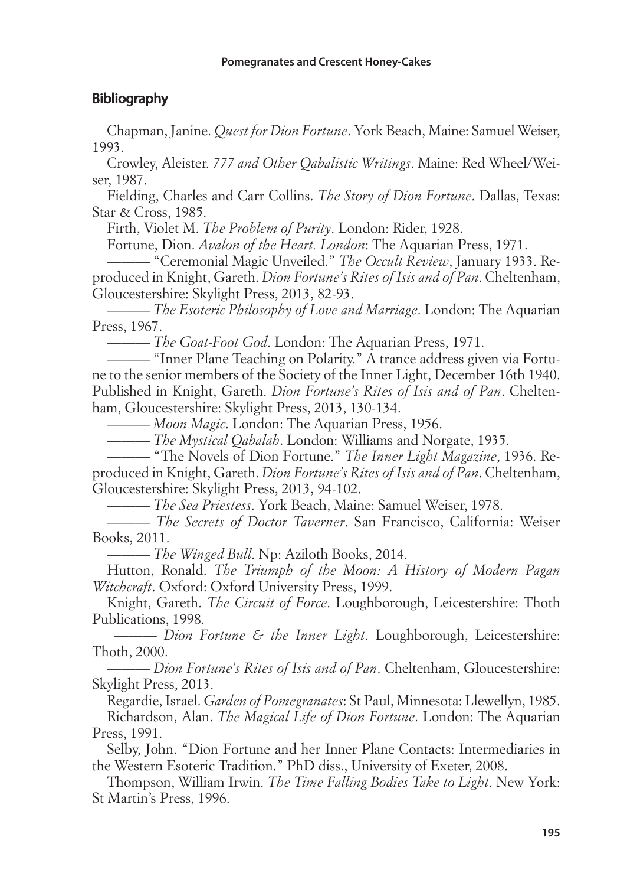## Bibliography

Chapman, Janine. *Quest for Dion Fortune*. York Beach, Maine: Samuel Weiser, 1993.

Crowley, Aleister. *777 and Other Qabalistic Writings*. Maine: Red Wheel/Weiser, 1987.

Fielding, Charles and Carr Collins. *The Story of Dion Fortune*. Dallas, Texas: Star & Cross, 1985.

Firth, Violet M. *The Problem of Purity*. London: Rider, 1928.

Fortune, Dion. *Avalon of the Heart. London*: The Aquarian Press, 1971.

——— "Ceremonial Magic Unveiled." *The Occult Review*, January 1933. Reproduced in Knight, Gareth. *Dion Fortune's Rites of Isis and of Pan*. Cheltenham, Gloucestershire: Skylight Press, 2013, 82-93.

——— *The Esoteric Philosophy of Love and Marriage*. London: The Aquarian Press, 1967.

——— *The Goat-Foot God*. London: The Aquarian Press, 1971.

——— "Inner Plane Teaching on Polarity." A trance address given via Fortune to the senior members of the Society of the Inner Light, December 16th 1940. Published in Knight, Gareth. *Dion Fortune's Rites of Isis and of Pan*. Cheltenham, Gloucestershire: Skylight Press, 2013, 130-134.

——— *Moon Magic*. London: The Aquarian Press, 1956.

——— *The Mystical Qabalah*. London: Williams and Norgate, 1935.

——— "The Novels of Dion Fortune." *The Inner Light Magazine*, 1936. Reproduced in Knight, Gareth. *Dion Fortune's Rites of Isis and of Pan*. Cheltenham, Gloucestershire: Skylight Press, 2013, 94-102.

——— *The Sea Priestess*. York Beach, Maine: Samuel Weiser, 1978.

——— *The Secrets of Doctor Taverner*. San Francisco, California: Weiser Books, 2011.

——— *The Winged Bull*. Np: Aziloth Books, 2014.

Hutton, Ronald. *The Triumph of the Moon: A History of Modern Pagan Witchcraft*. Oxford: Oxford University Press, 1999.

Knight, Gareth. *The Circuit of Force*. Loughborough, Leicestershire: Thoth Publications, 1998.

——— *Dion Fortune & the Inner Light*. Loughborough, Leicestershire: Thoth, 2000.

——— *Dion Fortune's Rites of Isis and of Pan*. Cheltenham, Gloucestershire: Skylight Press, 2013.

Regardie, Israel. *Garden of Pomegranates*: St Paul, Minnesota: Llewellyn, 1985.

Richardson, Alan. *The Magical Life of Dion Fortune*. London: The Aquarian Press, 1991.

Selby, John. "Dion Fortune and her Inner Plane Contacts: Intermediaries in the Western Esoteric Tradition." PhD diss., University of Exeter, 2008.

Thompson, William Irwin. *The Time Falling Bodies Take to Light*. New York: St Martin's Press, 1996.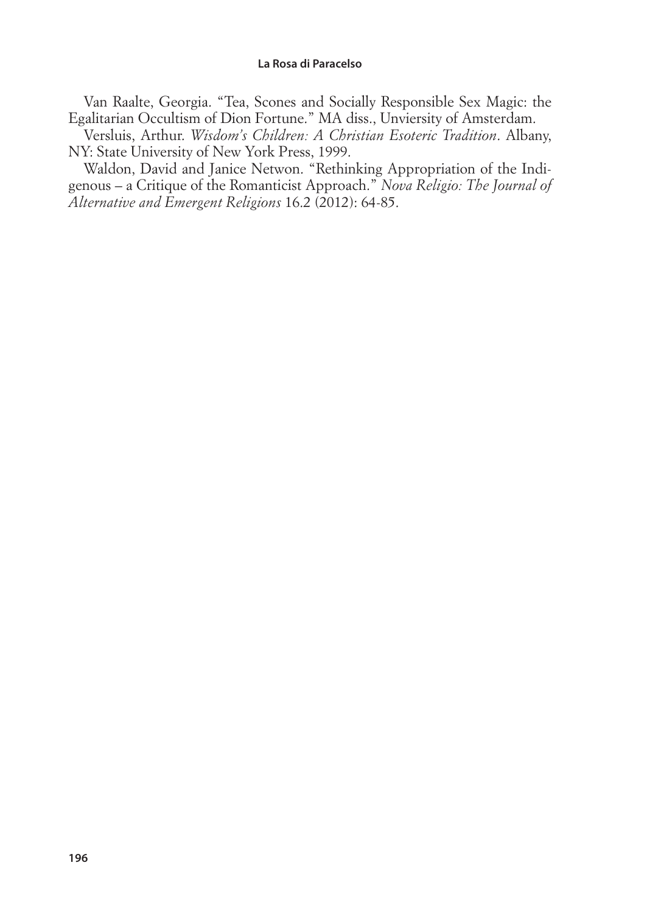Van Raalte, Georgia. "Tea, Scones and Socially Responsible Sex Magic: the Egalitarian Occultism of Dion Fortune." MA diss., Unviersity of Amsterdam.

Versluis, Arthur. *Wisdom's Children: A Christian Esoteric Tradition*. Albany, NY: State University of New York Press, 1999.

Waldon, David and Janice Netwon. "Rethinking Appropriation of the Indigenous – a Critique of the Romanticist Approach." *Nova Religio: The Journal of Alternative and Emergent Religions* 16.2 (2012): 64-85.